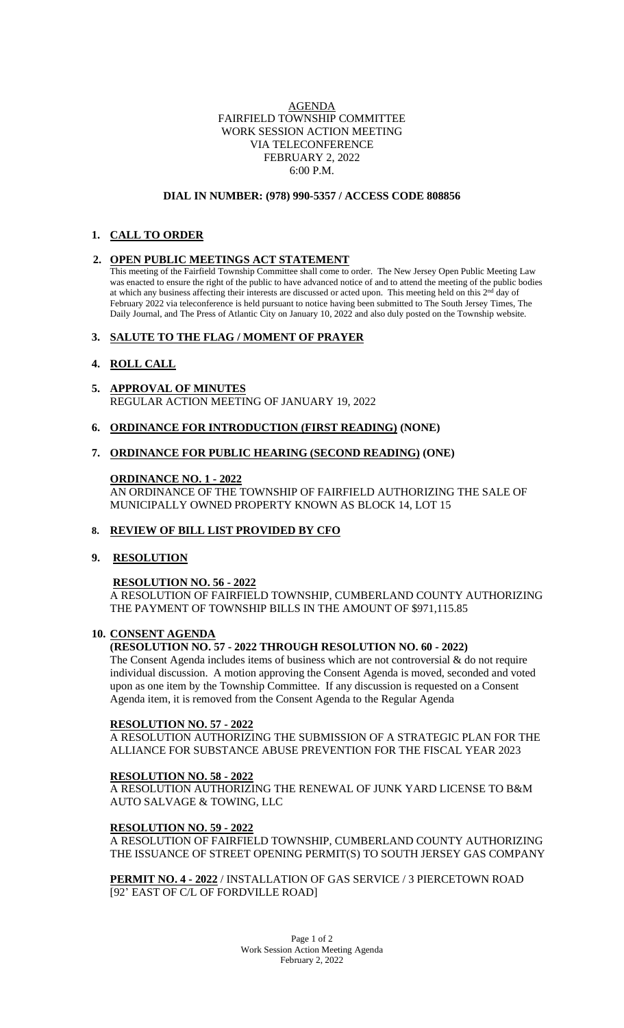<u>AGENDA</u>

FAIRFIELD TOWNSHIP COMMITTEE
WORK SESSION ACTION MEETING
VIA TELECONFERENCE
FEBRUARY 2, 2022
6:00 P.M.

**DIAL IN NUMBER: (978) 990-5357 / ACCESS CODE 808856**

1. **CALL TO ORDER**

2. **OPEN PUBLIC MEETINGS ACT STATEMENT**

   This meeting of the Fairfield Township Committee shall come to order. The New Jersey Open Public Meeting Law was enacted to ensure the right of the public to have advanced notice of and to attend the meeting of the public bodies at which any business affecting their interests are discussed or acted upon. This meeting held on this 2nd day of February 2022 via teleconference is held pursuant to notice having been submitted to The South Jersey Times, The Daily Journal, and The Press of Atlantic City on January 10, 2022 and also duly posted on the Township website.

3. **SALUTE TO THE FLAG / MOMENT OF PRAYER**

4. **ROLL CALL**

5. **APPROVAL OF MINUTES**

   REGULAR ACTION MEETING OF JANUARY 19, 2022

6. **ORDINANCE FOR INTRODUCTION (FIRST READING) (NONE)**

7. **ORDINANCE FOR PUBLIC HEARING (SECOND READING) (ONE)**

   **ORDINANCE NO. 1 - 2022**

   AN ORDINANCE OF THE TOWNSHIP OF FAIRFIELD AUTHORIZING THE SALE OF MUNICIPALLY OWNED PROPERTY KNOWN AS BLOCK 14, LOT 15

8. **REVIEW OF BILL LIST PROVIDED BY CFO**

9. **RESOLUTION**

   **RESOLUTION NO. 56 - 2022**

   A RESOLUTION OF FAIRFIELD TOWNSHIP, CUMBERLAND COUNTY AUTHORIZING THE PAYMENT OF TOWNSHIP BILLS IN THE AMOUNT OF $971,115.85

10. **CONSENT AGENDA**

    **(RESOLUTION NO. 57 - 2022 THROUGH RESOLUTION NO. 60 - 2022)**

    The Consent Agenda includes items of business which are not controversial & do not require individual discussion. A motion approving the Consent Agenda is moved, seconded and voted upon as one item by the Township Committee. If any discussion is requested on a Consent Agenda item, it is removed from the Consent Agenda to the Regular Agenda

    **RESOLUTION NO. 57 - 2022**

    A RESOLUTION AUTHORIZING THE SUBMISSION OF A STRATEGIC PLAN FOR THE ALLIANCE FOR SUBSTANCE ABUSE PREVENTION FOR THE FISCAL YEAR 2023

    **RESOLUTION NO. 58 - 2022**

    A RESOLUTION AUTHORIZING THE RENEWAL OF JUNK YARD LICENSE TO B&M AUTO SALVAGE & TOWING, LLC

    **RESOLUTION NO. 59 - 2022**

    A RESOLUTION OF FAIRFIELD TOWNSHIP, CUMBERLAND COUNTY AUTHORIZING THE ISSUANCE OF STREET OPENING PERMIT(S) TO SOUTH JERSEY GAS COMPANY

    **PERMIT NO. 4 - 2022** / INSTALLATION OF GAS SERVICE / 3 PIERCETOWN ROAD [92' EAST OF C/L OF FORDVILLE ROAD]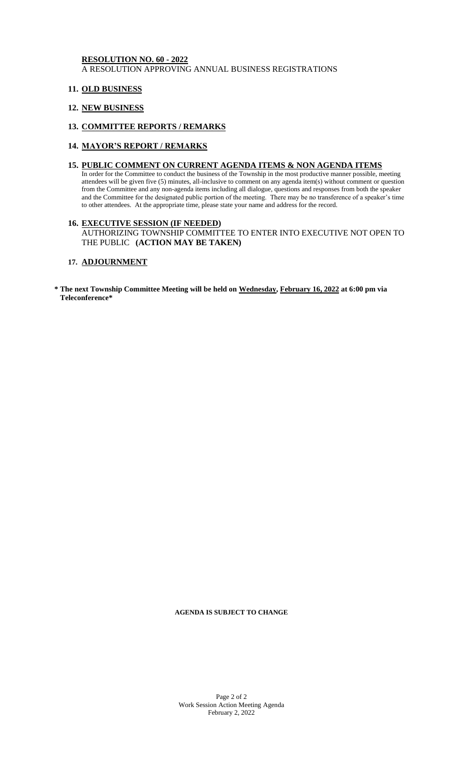**RESOLUTION NO. 60 - 2022**
A RESOLUTION APPROVING ANNUAL BUSINESS REGISTRATIONS

**11. OLD BUSINESS**

**12. NEW BUSINESS**

**13. COMMITTEE REPORTS / REMARKS**

**14. MAYOR'S REPORT / REMARKS**

**15. PUBLIC COMMENT ON CURRENT AGENDA ITEMS & NON AGENDA ITEMS**

In order for the Committee to conduct the business of the Township in the most productive manner possible, meeting attendees will be given five (5) minutes, all-inclusive to comment on any agenda item(s) without comment or question from the Committee and any non-agenda items including all dialogue, questions and responses from both the speaker and the Committee for the designated public portion of the meeting. There may be no transference of a speaker's time to other attendees. At the appropriate time, please state your name and address for the record.

**16. EXECUTIVE SESSION (IF NEEDED)**

AUTHORIZING TOWNSHIP COMMITTEE TO ENTER INTO EXECUTIVE NOT OPEN TO THE PUBLIC **(ACTION MAY BE TAKEN)**

**17. ADJOURNMENT**

**\* The next Township Committee Meeting will be held on Wednesday, February 16, 2022 at 6:00 pm via Teleconference\***

**AGENDA IS SUBJECT TO CHANGE**

Work Session Action Meeting Agenda
February 2, 2022